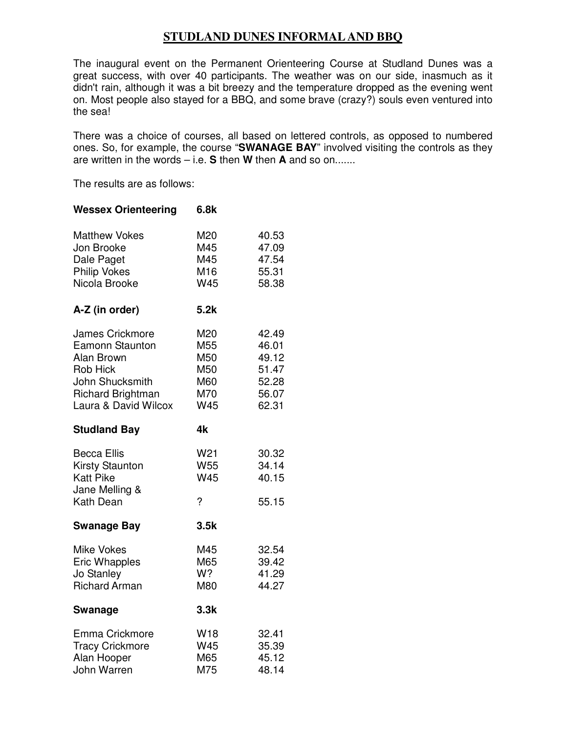# STUDLAND DUNES INFORMAL AND BBQ

The inaugural event on the Permanent Orienteering Course at Studland Dunes was a great success, with over 40 participants. The weather was on our side, inasmuch as it didn't rain, although it was a bit breezy and the temperature dropped as the evening went on. Most people also stayed for a BBQ, and some brave (crazy?) souls even ventured into the sea!

There was a choice of courses, all based on lettered controls, as opposed to numbered ones. So, for example, the course "**SWANAGE BAY**" involved visiting the controls as they are written in the words – i.e. **S** then **W** then **A** and so on.......

The results are as follows:

**Wessex Orienteering** **6.8k**

| Name | Class | Time |
|---|---|---|
| Matthew Vokes | M20 | 40.53 |
| Jon Brooke | M45 | 47.09 |
| Dale Paget | M45 | 47.54 |
| Philip Vokes | M16 | 55.31 |
| Nicola Brooke | W45 | 58.38 |

**A-Z (in order)** **5.2k**

| Name | Class | Time |
|---|---|---|
| James Crickmore | M20 | 42.49 |
| Eamonn Staunton | M55 | 46.01 |
| Alan Brown | M50 | 49.12 |
| Rob Hick | M50 | 51.47 |
| John Shucksmith | M60 | 52.28 |
| Richard Brightman | M70 | 56.07 |
| Laura & David Wilcox | W45 | 62.31 |

**Studland Bay** **4k**

| Name | Class | Time |
|---|---|---|
| Becca Ellis | W21 | 30.32 |
| Kirsty Staunton | W55 | 34.14 |
| Katt Pike | W45 | 40.15 |
| Jane Melling & Kath Dean | ? | 55.15 |

**Swanage Bay** **3.5k**

| Name | Class | Time |
|---|---|---|
| Mike Vokes | M45 | 32.54 |
| Eric Whapples | M65 | 39.42 |
| Jo Stanley | W? | 41.29 |
| Richard Arman | M80 | 44.27 |

**Swanage** **3.3k**

| Name | Class | Time |
|---|---|---|
| Emma Crickmore | W18 | 32.41 |
| Tracy Crickmore | W45 | 35.39 |
| Alan Hooper | M65 | 45.12 |
| John Warren | M75 | 48.14 |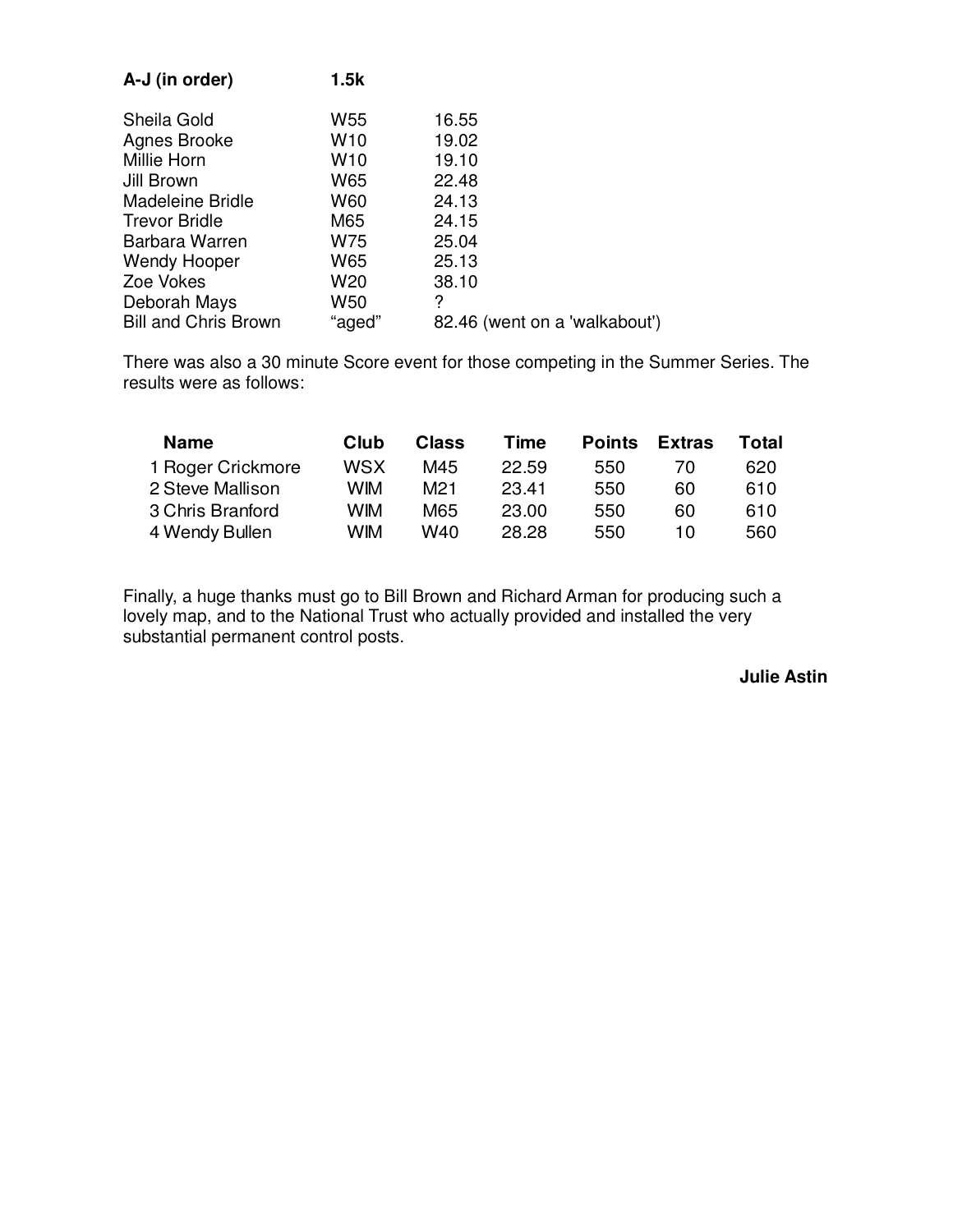| A-J (in order) | 1.5k | |
|---|---|---|
| Sheila Gold | W55 | 16.55 |
| Agnes Brooke | W10 | 19.02 |
| Millie Horn | W10 | 19.10 |
| Jill Brown | W65 | 22.48 |
| Madeleine Bridle | W60 | 24.13 |
| Trevor Bridle | M65 | 24.15 |
| Barbara Warren | W75 | 25.04 |
| Wendy Hooper | W65 | 25.13 |
| Zoe Vokes | W20 | 38.10 |
| Deborah Mays | W50 | ? |
| Bill and Chris Brown | "aged" | 82.46 (went on a 'walkabout') |

There was also a 30 minute Score event for those competing in the Summer Series. The results were as follows:

| Name | Club | Class | Time | Points | Extras | Total |
|---|---|---|---|---|---|---|
| 1 Roger Crickmore | WSX | M45 | 22.59 | 550 | 70 | 620 |
| 2 Steve Mallison | WIM | M21 | 23.41 | 550 | 60 | 610 |
| 3 Chris Branford | WIM | M65 | 23.00 | 550 | 60 | 610 |
| 4 Wendy Bullen | WIM | W40 | 28.28 | 550 | 10 | 560 |

Finally, a huge thanks must go to Bill Brown and Richard Arman for producing such a lovely map, and to the National Trust who actually provided and installed the very substantial permanent control posts.

**Julie Astin**